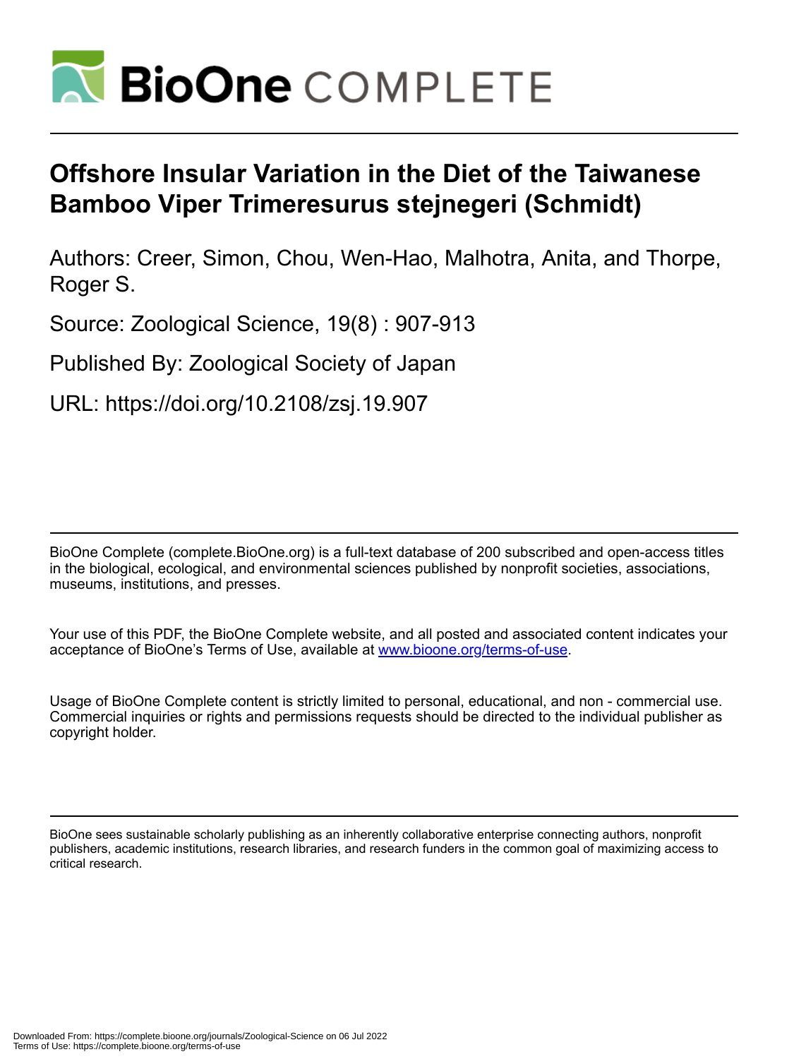# BioOne COMPLETE

# Offshore Insular Variation in the Diet of the Taiwanese Bamboo Viper Trimeresurus stejnegeri (Schmidt)

Authors: Creer, Simon, Chou, Wen-Hao, Malhotra, Anita, and Thorpe, Roger S.

Source: Zoological Science, 19(8) : 907-913

Published By: Zoological Society of Japan

URL: https://doi.org/10.2108/zsj.19.907

---

BioOne Complete (complete.BioOne.org) is a full-text database of 200 subscribed and open-access titles in the biological, ecological, and environmental sciences published by nonprofit societies, associations, museums, institutions, and presses.

Your use of this PDF, the BioOne Complete website, and all posted and associated content indicates your acceptance of BioOne's Terms of Use, available at www.bioone.org/terms-of-use.

Usage of BioOne Complete content is strictly limited to personal, educational, and non - commercial use. Commercial inquiries or rights and permissions requests should be directed to the individual publisher as copyright holder.

---

BioOne sees sustainable scholarly publishing as an inherently collaborative enterprise connecting authors, nonprofit publishers, academic institutions, research libraries, and research funders in the common goal of maximizing access to critical research.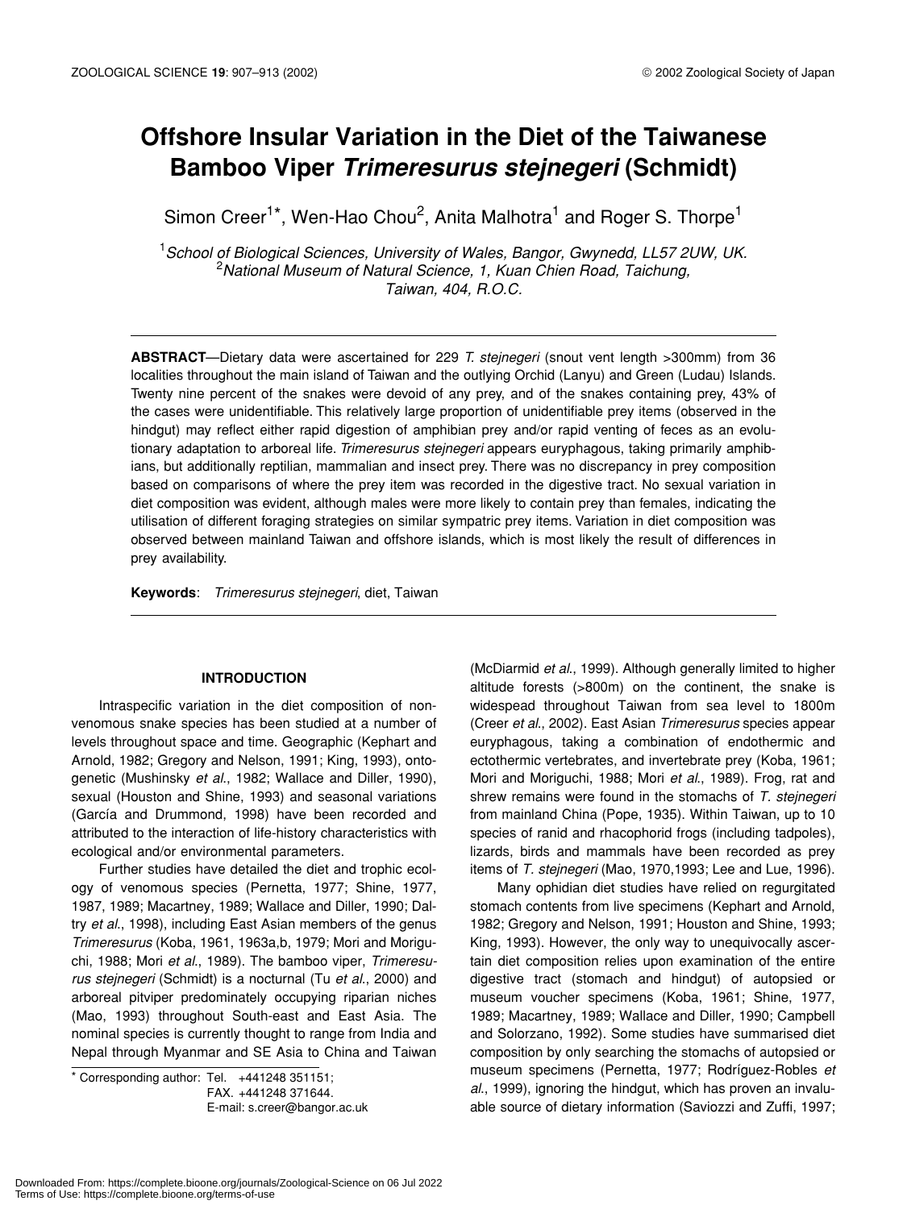# Offshore Insular Variation in the Diet of the Taiwanese Bamboo Viper *Trimeresurus stejnegeri* (Schmidt)

Simon Creer[1]*, Wen-Hao Chou[2], Anita Malhotra[1] and Roger S. Thorpe[1]

[1]*School of Biological Sciences, University of Wales, Bangor, Gwynedd, LL57 2UW, UK.*
[2]*National Museum of Natural Science, 1, Kuan Chien Road, Taichung, Taiwan, 404, R.O.C.*

**ABSTRACT**—Dietary data were ascertained for 229 *T. stejnegeri* (snout vent length >300mm) from 36 localities throughout the main island of Taiwan and the outlying Orchid (Lanyu) and Green (Ludau) Islands. Twenty nine percent of the snakes were devoid of any prey, and of the snakes containing prey, 43% of the cases were unidentifiable. This relatively large proportion of unidentifiable prey items (observed in the hindgut) may reflect either rapid digestion of amphibian prey and/or rapid venting of feces as an evolutionary adaptation to arboreal life. *Trimeresurus stejnegeri* appears euryphagous, taking primarily amphibians, but additionally reptilian, mammalian and insect prey. There was no discrepancy in prey composition based on comparisons of where the prey item was recorded in the digestive tract. No sexual variation in diet composition was evident, although males were more likely to contain prey than females, indicating the utilisation of different foraging strategies on similar sympatric prey items. Variation in diet composition was observed between mainland Taiwan and offshore islands, which is most likely the result of differences in prey availability.

**Keywords**: *Trimeresurus stejnegeri*, diet, Taiwan

## INTRODUCTION

Intraspecific variation in the diet composition of non-venomous snake species has been studied at a number of levels throughout space and time. Geographic (Kephart and Arnold, 1982; Gregory and Nelson, 1991; King, 1993), ontogenetic (Mushinsky *et al*., 1982; Wallace and Diller, 1990), sexual (Houston and Shine, 1993) and seasonal variations (García and Drummond, 1998) have been recorded and attributed to the interaction of life-history characteristics with ecological and/or environmental parameters.

Further studies have detailed the diet and trophic ecology of venomous species (Pernetta, 1977; Shine, 1977, 1987, 1989; Macartney, 1989; Wallace and Diller, 1990; Daltry *et al*., 1998), including East Asian members of the genus *Trimeresurus* (Koba, 1961, 1963a,b, 1979; Mori and Moriguchi, 1988; Mori *et al*., 1989). The bamboo viper, *Trimeresurus stejnegeri* (Schmidt) is a nocturnal (Tu *et al*., 2000) and arboreal pitviper predominately occupying riparian niches (Mao, 1993) throughout South-east and East Asia. The nominal species is currently thought to range from India and Nepal through Myanmar and SE Asia to China and Taiwan (McDiarmid *et al*., 1999). Although generally limited to higher altitude forests (>800m) on the continent, the snake is widespread throughout Taiwan from sea level to 1800m (Creer *et al*., 2002). East Asian *Trimeresurus* species appear euryphagous, taking a combination of endothermic and ectothermic vertebrates, and invertebrate prey (Koba, 1961; Mori and Moriguchi, 1988; Mori *et al*., 1989). Frog, rat and shrew remains were found in the stomachs of *T. stejnegeri* from mainland China (Pope, 1935). Within Taiwan, up to 10 species of ranid and rhacophorid frogs (including tadpoles), lizards, birds and mammals have been recorded as prey items of *T. stejnegeri* (Mao, 1970,1993; Lee and Lue, 1996).

Many ophidian diet studies have relied on regurgitated stomach contents from live specimens (Kephart and Arnold, 1982; Gregory and Nelson, 1991; Houston and Shine, 1993; King, 1993). However, the only way to unequivocally ascertain diet composition relies upon examination of the entire digestive tract (stomach and hindgut) of autopsied or museum voucher specimens (Koba, 1961; Shine, 1977, 1989; Macartney, 1989; Wallace and Diller, 1990; Campbell and Solorzano, 1992). Some studies have summarised diet composition by only searching the stomachs of autopsied or museum specimens (Pernetta, 1977; Rodríguez-Robles *et al*., 1999), ignoring the hindgut, which has proven an invaluable source of dietary information (Saviozzi and Zuffi, 1997;

\* Corresponding author: Tel. +441248 351151;
FAX. +441248 371644.
E-mail: s.creer@bangor.ac.uk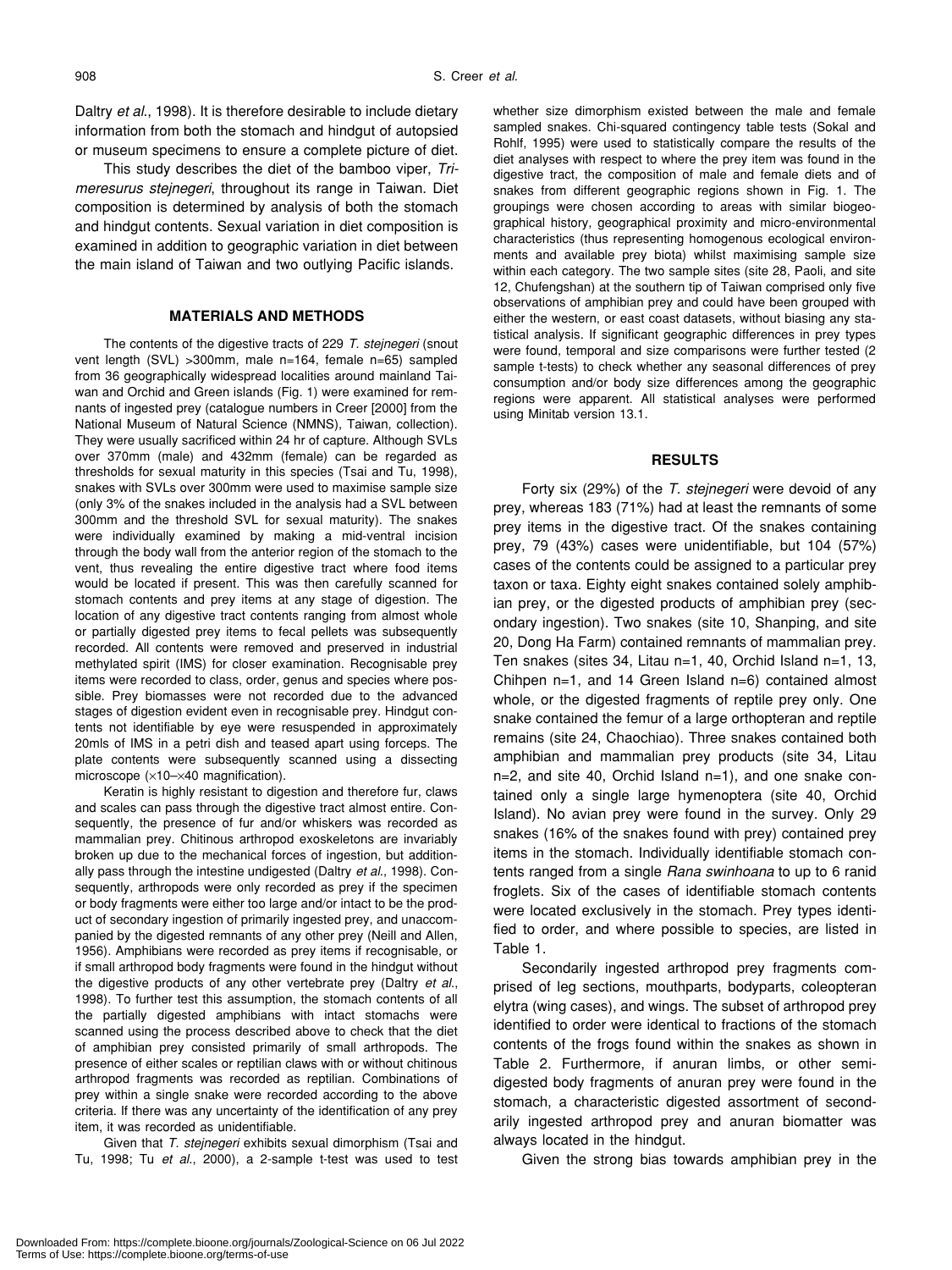Daltry *et al*., 1998). It is therefore desirable to include dietary information from both the stomach and hindgut of autopsied or museum specimens to ensure a complete picture of diet.

This study describes the diet of the bamboo viper, *Trimeresurus stejnegeri*, throughout its range in Taiwan. Diet composition is determined by analysis of both the stomach and hindgut contents. Sexual variation in diet composition is examined in addition to geographic variation in diet between the main island of Taiwan and two outlying Pacific islands.

## MATERIALS AND METHODS

The contents of the digestive tracts of 229 *T. stejnegeri* (snout vent length (SVL) >300mm, male n=164, female n=65) sampled from 36 geographically widespread localities around mainland Taiwan and Orchid and Green islands (Fig. 1) were examined for remnants of ingested prey (catalogue numbers in Creer [2000] from the National Museum of Natural Science (NMNS), Taiwan, collection). They were usually sacrificed within 24 hr of capture. Although SVLs over 370mm (male) and 432mm (female) can be regarded as thresholds for sexual maturity in this species (Tsai and Tu, 1998), snakes with SVLs over 300mm were used to maximise sample size (only 3% of the snakes included in the analysis had a SVL between 300mm and the threshold SVL for sexual maturity). The snakes were individually examined by making a mid-ventral incision through the body wall from the anterior region of the stomach to the vent, thus revealing the entire digestive tract where food items would be located if present. This was then carefully scanned for stomach contents and prey items at any stage of digestion. The location of any digestive tract contents ranging from almost whole or partially digested prey items to fecal pellets was subsequently recorded. All contents were removed and preserved in industrial methylated spirit (IMS) for closer examination. Recognisable prey items were recorded to class, order, genus and species where possible. Prey biomasses were not recorded due to the advanced stages of digestion evident even in recognisable prey. Hindgut contents not identifiable by eye were resuspended in approximately 20mls of IMS in a petri dish and teased apart using forceps. The plate contents were subsequently scanned using a dissecting microscope ($\times$10–$\times$40 magnification).

Keratin is highly resistant to digestion and therefore fur, claws and scales can pass through the digestive tract almost entire. Consequently, the presence of fur and/or whiskers was recorded as mammalian prey. Chitinous arthropod exoskeletons are invariably broken up due to the mechanical forces of ingestion, but additionally pass through the intestine undigested (Daltry *et al*., 1998). Consequently, arthropods were only recorded as prey if the specimen or body fragments were either too large and/or intact to be the product of secondary ingestion of primarily ingested prey, and unaccompanied by the digested remnants of any other prey (Neill and Allen, 1956). Amphibians were recorded as prey items if recognisable, or if small arthropod body fragments were found in the hindgut without the digestive products of any other vertebrate prey (Daltry *et al*., 1998). To further test this assumption, the stomach contents of all the partially digested amphibians with intact stomachs were scanned using the process described above to check that the diet of amphibian prey consisted primarily of small arthropods. The presence of either scales or reptilian claws with or without chitinous arthropod fragments was recorded as reptilian. Combinations of prey within a single snake were recorded according to the above criteria. If there was any uncertainty of the identification of any prey item, it was recorded as unidentifiable.

Given that *T. stejnegeri* exhibits sexual dimorphism (Tsai and Tu, 1998; Tu *et al*., 2000), a 2-sample t-test was used to test whether size dimorphism existed between the male and female sampled snakes. Chi-squared contingency table tests (Sokal and Rohlf, 1995) were used to statistically compare the results of the diet analyses with respect to where the prey item was found in the digestive tract, the composition of male and female diets and of snakes from different geographic regions shown in Fig. 1. The groupings were chosen according to areas with similar biogeographical history, geographical proximity and micro-environmental characteristics (thus representing homogenous ecological environments and available prey biota) whilst maximising sample size within each category. The two sample sites (site 28, Paoli, and site 12, Chufengshan) at the southern tip of Taiwan comprised only five observations of amphibian prey and could have been grouped with either the western, or east coast datasets, without biasing any statistical analysis. If significant geographic differences in prey types were found, temporal and size comparisons were further tested (2 sample t-tests) to check whether any seasonal differences of prey consumption and/or body size differences among the geographic regions were apparent. All statistical analyses were performed using Minitab version 13.1.

## RESULTS

Forty six (29%) of the *T. stejnegeri* were devoid of any prey, whereas 183 (71%) had at least the remnants of some prey items in the digestive tract. Of the snakes containing prey, 79 (43%) cases were unidentifiable, but 104 (57%) cases of the contents could be assigned to a particular prey taxon or taxa. Eighty eight snakes contained solely amphibian prey, or the digested products of amphibian prey (secondary ingestion). Two snakes (site 10, Shanping, and site 20, Dong Ha Farm) contained remnants of mammalian prey. Ten snakes (sites 34, Litau n=1, 40, Orchid Island n=1, 13, Chihpen n=1, and 14 Green Island n=6) contained almost whole, or the digested fragments of reptile prey only. One snake contained the femur of a large orthopteran and reptile remains (site 24, Chaochiao). Three snakes contained both amphibian and mammalian prey products (site 34, Litau n=2, and site 40, Orchid Island n=1), and one snake contained only a single large hymenoptera (site 40, Orchid Island). No avian prey were found in the survey. Only 29 snakes (16% of the snakes found with prey) contained prey items in the stomach. Individually identifiable stomach contents ranged from a single *Rana swinhoana* to up to 6 ranid froglets. Six of the cases of identifiable stomach contents were located exclusively in the stomach. Prey types identified to order, and where possible to species, are listed in Table 1.

Secondarily ingested arthropod prey fragments comprised of leg sections, mouthparts, bodyparts, coleopteran elytra (wing cases), and wings. The subset of arthropod prey identified to order were identical to fractions of the stomach contents of the frogs found within the snakes as shown in Table 2. Furthermore, if anuran limbs, or other semi-digested body fragments of anuran prey were found in the stomach, a characteristic digested assortment of secondarily ingested arthropod prey and anuran biomatter was always located in the hindgut.

Given the strong bias towards amphibian prey in the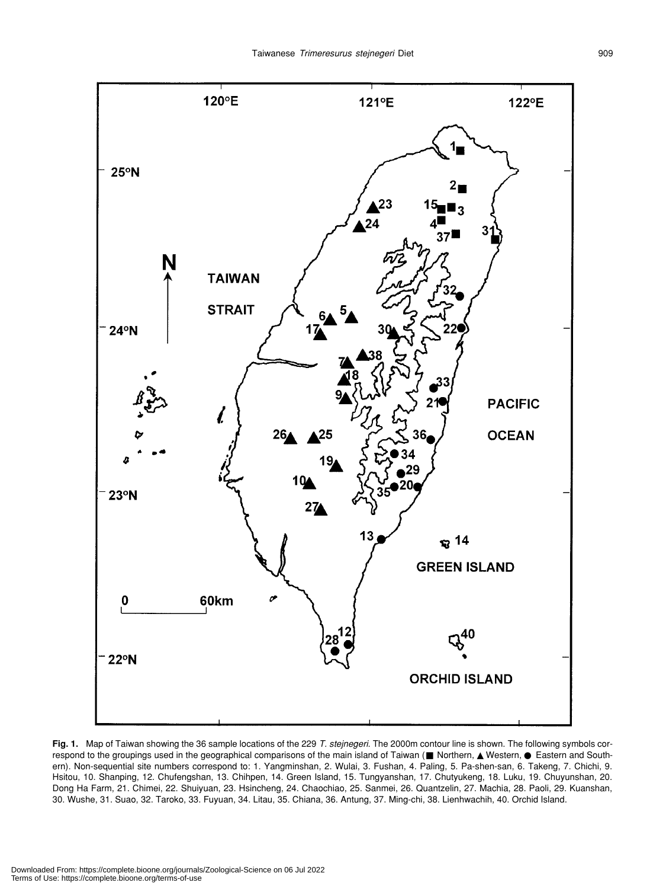**Fig. 1.** Map of Taiwan showing the 36 sample locations of the 229 *T. stejnegeri*. The 2000m contour line is shown. The following symbols correspond to the groupings used in the geographical comparisons of the main island of Taiwan (■ Northern, ▲ Western, ● Eastern and Southern). Non-sequential site numbers correspond to: 1. Yangminshan, 2. Wulai, 3. Fushan, 4. Paling, 5. Pa-shen-san, 6. Takeng, 7. Chichi, 9. Hsitou, 10. Shanping, 12. Chufengshan, 13. Chihpen, 14. Green Island, 15. Tungyanshan, 17. Chutyukeng, 18. Luku, 19. Chuyunshan, 20. Dong Ha Farm, 21. Chimei, 22. Shuiyuan, 23. Hsincheng, 24. Chaochiao, 25. Sanmei, 26. Quantzelin, 27. Machia, 28. Paoli, 29. Kuanshan, 30. Wushe, 31. Suao, 32. Taroko, 33. Fuyuan, 34. Litau, 35. Chiana, 36. Antung, 37. Ming-chi, 38. Lienhwachih, 40. Orchid Island.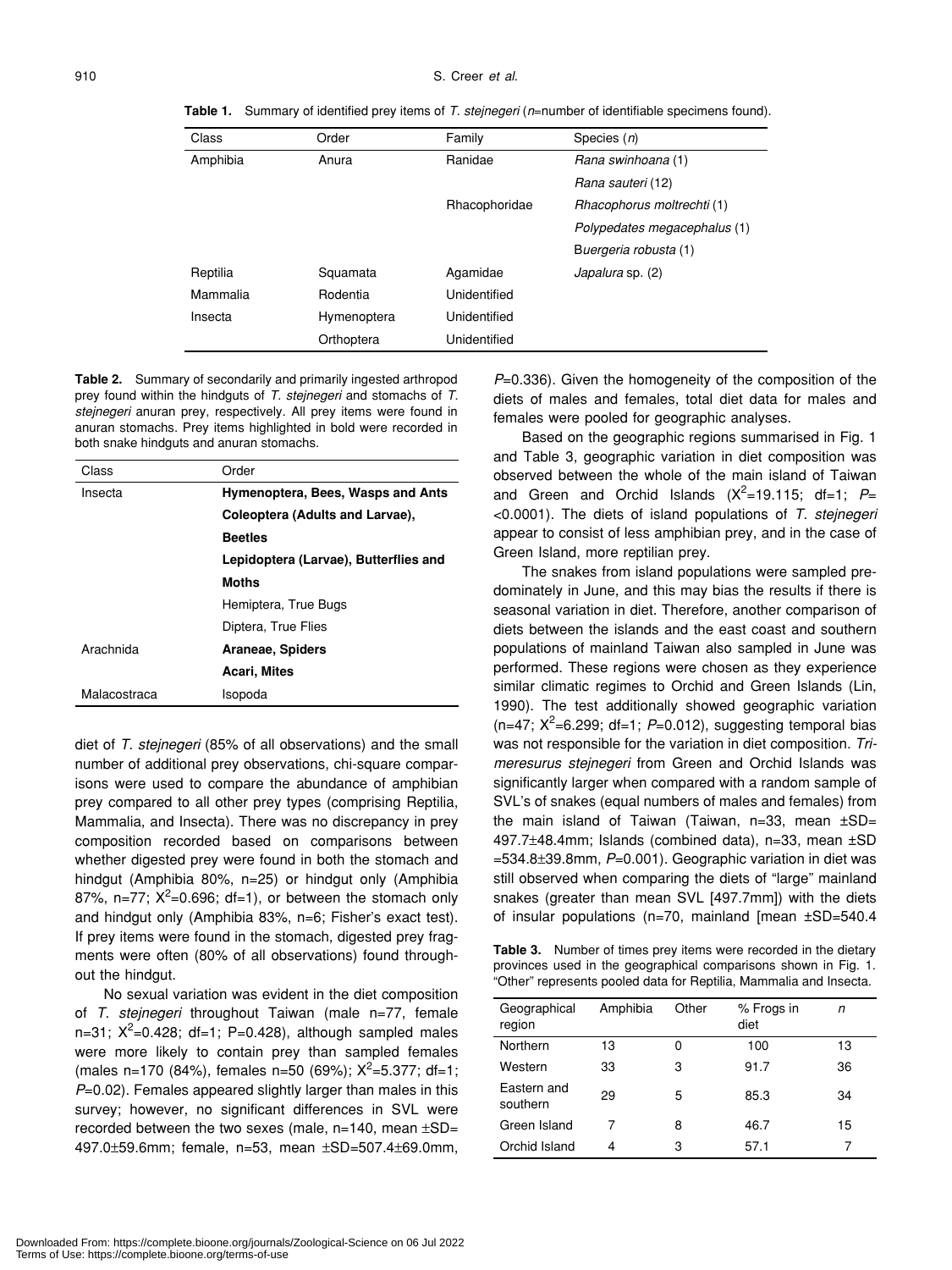**Table 1.** Summary of identified prey items of *T. stejnegeri* (*n*=number of identifiable specimens found).

| Class | Order | Family | Species (*n*) |
|---|---|---|---|
| Amphibia | Anura | Ranidae | *Rana swinhoana* (1) |
| | | | *Rana sauteri* (12) |
| | | Rhacophoridae | *Rhacophorus moltrechti* (1) |
| | | | *Polypedates megacephalus* (1) |
| | | | B*uergeria robusta* (1) |
| Reptilia | Squamata | Agamidae | *Japalura* sp. (2) |
| Mammalia | Rodentia | Unidentified | |
| Insecta | Hymenoptera | Unidentified | |
| | Orthoptera | Unidentified | |

**Table 2.** Summary of secondarily and primarily ingested arthropod prey found within the hindguts of *T. stejnegeri* and stomachs of *T. stejnegeri* anuran prey, respectively. All prey items were found in anuran stomachs. Prey items highlighted in bold were recorded in both snake hindguts and anuran stomachs.

| Class | Order |
|---|---|
| Insecta | **Hymenoptera, Bees, Wasps and Ants** |
| | **Coleoptera (Adults and Larvae), Beetles** |
| | **Lepidoptera (Larvae), Butterflies and Moths** |
| | Hemiptera, True Bugs |
| | Diptera, True Flies |
| Arachnida | **Araneae, Spiders** |
| | **Acari, Mites** |
| Malacostraca | Isopoda |

diet of *T. stejnegeri* (85% of all observations) and the small number of additional prey observations, chi-square comparisons were used to compare the abundance of amphibian prey compared to all other prey types (comprising Reptilia, Mammalia, and Insecta). There was no discrepancy in prey composition recorded based on comparisons between whether digested prey were found in both the stomach and hindgut (Amphibia 80%, n=25) or hindgut only (Amphibia 87%, n=77; $X^2$=0.696; df=1), or between the stomach only and hindgut only (Amphibia 83%, n=6; Fisher's exact test). If prey items were found in the stomach, digested prey fragments were often (80% of all observations) found throughout the hindgut.

No sexual variation was evident in the diet composition of *T. stejnegeri* throughout Taiwan (male n=77, female n=31; $X^2$=0.428; df=1; P=0.428), although sampled males were more likely to contain prey than sampled females (males n=170 (84%), females n=50 (69%); $X^2$=5.377; df=1; *P*=0.02). Females appeared slightly larger than males in this survey; however, no significant differences in SVL were recorded between the two sexes (male, n=140, mean ±SD= 497.0±59.6mm; female, n=53, mean ±SD=507.4±69.0mm, *P*=0.336). Given the homogeneity of the composition of the diets of males and females, total diet data for males and females were pooled for geographic analyses.

Based on the geographic regions summarised in Fig. 1 and Table 3, geographic variation in diet composition was observed between the whole of the main island of Taiwan and Green and Orchid Islands ($X^2$=19.115; df=1; *P*= <0.0001). The diets of island populations of *T. stejnegeri* appear to consist of less amphibian prey, and in the case of Green Island, more reptilian prey.

The snakes from island populations were sampled predominately in June, and this may bias the results if there is seasonal variation in diet. Therefore, another comparison of diets between the islands and the east coast and southern populations of mainland Taiwan also sampled in June was performed. These regions were chosen as they experience similar climatic regimes to Orchid and Green Islands (Lin, 1990). The test additionally showed geographic variation (n=47; $X^2$=6.299; df=1; *P*=0.012), suggesting temporal bias was not responsible for the variation in diet composition. *Trimeresurus stejnegeri* from Green and Orchid Islands was significantly larger when compared with a random sample of SVL's of snakes (equal numbers of males and females) from the main island of Taiwan (Taiwan, n=33, mean ±SD= 497.7±48.4mm; Islands (combined data), n=33, mean ±SD =534.8±39.8mm, *P*=0.001). Geographic variation in diet was still observed when comparing the diets of "large" mainland snakes (greater than mean SVL [497.7mm]) with the diets of insular populations (n=70, mainland [mean ±SD=540.4

**Table 3.** Number of times prey items were recorded in the dietary provinces used in the geographical comparisons shown in Fig. 1. "Other" represents pooled data for Reptilia, Mammalia and Insecta.

| Geographical region | Amphibia | Other | % Frogs in diet | *n* |
|---|---|---|---|---|
| Northern | 13 | 0 | 100 | 13 |
| Western | 33 | 3 | 91.7 | 36 |
| Eastern and southern | 29 | 5 | 85.3 | 34 |
| Green Island | 7 | 8 | 46.7 | 15 |
| Orchid Island | 4 | 3 | 57.1 | 7 |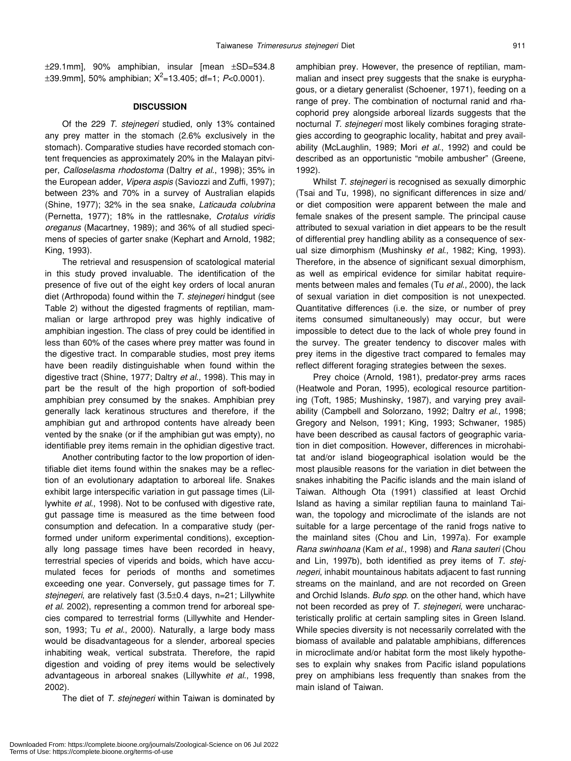±29.1mm], 90% amphibian, insular [mean ±SD=534.8 ±39.9mm], 50% amphibian; $X^2$=13.405; df=1; $P$<0.0001).

## DISCUSSION

Of the 229 *T. stejnegeri* studied, only 13% contained any prey matter in the stomach (2.6% exclusively in the stomach). Comparative studies have recorded stomach content frequencies as approximately 20% in the Malayan pitviper, *Calloselasma rhodostoma* (Daltry *et al*., 1998); 35% in the European adder, *Vipera aspis* (Saviozzi and Zuffi, 1997); between 23% and 70% in a survey of Australian elapids (Shine, 1977); 32% in the sea snake, *Laticauda colubrina* (Pernetta, 1977); 18% in the rattlesnake, *Crotalus viridis oreganus* (Macartney, 1989); and 36% of all studied specimens of species of garter snake (Kephart and Arnold, 1982; King, 1993).

The retrieval and resuspension of scatological material in this study proved invaluable. The identification of the presence of five out of the eight key orders of local anuran diet (Arthropoda) found within the *T. stejnegeri* hindgut (see Table 2) without the digested fragments of reptilian, mammalian or large arthropod prey was highly indicative of amphibian ingestion. The class of prey could be identified in less than 60% of the cases where prey matter was found in the digestive tract. In comparable studies, most prey items have been readily distinguishable when found within the digestive tract (Shine, 1977; Daltry *et al*., 1998). This may in part be the result of the high proportion of soft-bodied amphibian prey consumed by the snakes. Amphibian prey generally lack keratinous structures and therefore, if the amphibian gut and arthropod contents have already been vented by the snake (or if the amphibian gut was empty), no identifiable prey items remain in the ophidian digestive tract.

Another contributing factor to the low proportion of identifiable diet items found within the snakes may be a reflection of an evolutionary adaptation to arboreal life. Snakes exhibit large interspecific variation in gut passage times (Lillywhite *et al*., 1998). Not to be confused with digestive rate, gut passage time is measured as the time between food consumption and defecation. In a comparative study (performed under uniform experimental conditions), exceptionally long passage times have been recorded in heavy, terrestrial species of viperids and boids, which have accumulated feces for periods of months and sometimes exceeding one year. Conversely, gut passage times for *T. stejnegeri*, are relatively fast (3.5±0.4 days, n=21; Lillywhite *et al*. 2002), representing a common trend for arboreal species compared to terrestrial forms (Lillywhite and Henderson, 1993; Tu *et al*., 2000). Naturally, a large body mass would be disadvantageous for a slender, arboreal species inhabiting weak, vertical substrates. Therefore, the rapid digestion and voiding of prey items would be selectively advantageous in arboreal snakes (Lillywhite *et al*., 1998, 2002).

The diet of *T. stejnegeri* within Taiwan is dominated by amphibian prey. However, the presence of reptilian, mammalian and insect prey suggests that the snake is euryphagous, or a dietary generalist (Schoener, 1971), feeding on a range of prey. The combination of nocturnal ranid and rhacophorid prey alongside arboreal lizards suggests that the nocturnal *T. stejnegeri* most likely combines foraging strategies according to geographic locality, habitat and prey availability (McLaughlin, 1989; Mori *et al*., 1992) and could be described as an opportunistic "mobile ambusher" (Greene, 1992).

Whilst *T. stejnegeri* is recognised as sexually dimorphic (Tsai and Tu, 1998), no significant differences in size and/or diet composition were apparent between the male and female snakes of the present sample. The principal cause attributed to sexual variation in diet appears to be the result of differential prey handling ability as a consequence of sexual size dimorphism (Mushinsky *et al*., 1982; King, 1993). Therefore, in the absence of significant sexual dimorphism, as well as empirical evidence for similar habitat requirements between males and females (Tu *et al*., 2000), the lack of sexual variation in diet composition is not unexpected. Quantitative differences (i.e. the size, or number of prey items consumed simultaneously) may occur, but were impossible to detect due to the lack of whole prey found in the survey. The greater tendency to discover males with prey items in the digestive tract compared to females may reflect different foraging strategies between the sexes.

Prey choice (Arnold, 1981), predator-prey arms races (Heatwole and Poran, 1995), ecological resource partitioning (Toft, 1985; Mushinsky, 1987), and varying prey availability (Campbell and Solorzano, 1992; Daltry *et al*., 1998; Gregory and Nelson, 1991; King, 1993; Schwaner, 1985) have been described as causal factors of geographic variation in diet composition. However, differences in microhabitat and/or island biogeographical isolation would be the most plausible reasons for the variation in diet between the snakes inhabiting the Pacific islands and the main island of Taiwan. Although Ota (1991) classified at least Orchid Island as having a similar reptilian fauna to mainland Taiwan, the topology and microclimate of the islands are not suitable for a large percentage of the ranid frogs native to the mainland sites (Chou and Lin, 1997a). For example *Rana swinhoana* (Kam *et al*., 1998) and *Rana sauteri* (Chou and Lin, 1997b), both identified as prey items of *T. stejnegeri*, inhabit mountainous habitats adjacent to fast running streams on the mainland, and are not recorded on Green and Orchid Islands. *Bufo spp*. on the other hand, which have not been recorded as prey of *T. stejnegeri*, were uncharacteristically prolific at certain sampling sites in Green Island. While species diversity is not necessarily correlated with the biomass of available and palatable amphibians, differences in microclimate and/or habitat form the most likely hypotheses to explain why snakes from Pacific island populations prey on amphibians less frequently than snakes from the main island of Taiwan.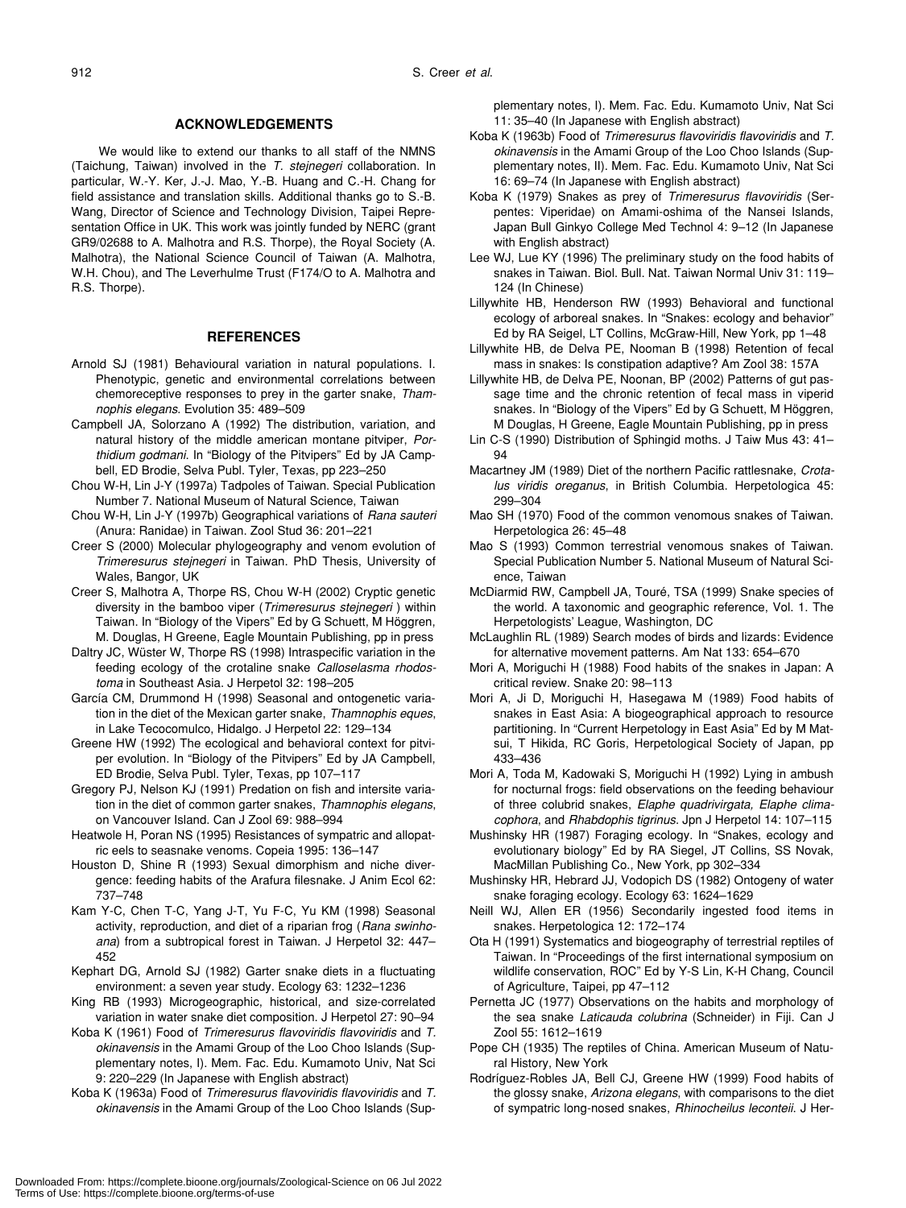## ACKNOWLEDGEMENTS

We would like to extend our thanks to all staff of the NMNS (Taichung, Taiwan) involved in the *T. stejnegeri* collaboration. In particular, W.-Y. Ker, J.-J. Mao, Y.-B. Huang and C.-H. Chang for field assistance and translation skills. Additional thanks go to S.-B. Wang, Director of Science and Technology Division, Taipei Representation Office in UK. This work was jointly funded by NERC (grant GR9/02688 to A. Malhotra and R.S. Thorpe), the Royal Society (A. Malhotra), the National Science Council of Taiwan (A. Malhotra, W.H. Chou), and The Leverhulme Trust (F174/O to A. Malhotra and R.S. Thorpe).

## REFERENCES

Arnold SJ (1981) Behavioural variation in natural populations. I. Phenotypic, genetic and environmental correlations between chemoreceptive responses to prey in the garter snake, *Thamnophis elegans*. Evolution 35: 489–509

Campbell JA, Solorzano A (1992) The distribution, variation, and natural history of the middle american montane pitviper, *Porthidium godmani*. In "Biology of the Pitvipers" Ed by JA Campbell, ED Brodie, Selva Publ. Tyler, Texas, pp 223–250

Chou W-H, Lin J-Y (1997a) Tadpoles of Taiwan. Special Publication Number 7. National Museum of Natural Science, Taiwan

Chou W-H, Lin J-Y (1997b) Geographical variations of *Rana sauteri* (Anura: Ranidae) in Taiwan. Zool Stud 36: 201–221

Creer S (2000) Molecular phylogeography and venom evolution of *Trimeresurus stejnegeri* in Taiwan. PhD Thesis, University of Wales, Bangor, UK

Creer S, Malhotra A, Thorpe RS, Chou W-H (2002) Cryptic genetic diversity in the bamboo viper (*Trimeresurus stejnegeri* ) within Taiwan. In "Biology of the Vipers" Ed by G Schuett, M Höggren, M. Douglas, H Greene, Eagle Mountain Publishing, pp in press

Daltry JC, Wüster W, Thorpe RS (1998) Intraspecific variation in the feeding ecology of the crotaline snake *Calloselasma rhodostoma* in Southeast Asia. J Herpetol 32: 198–205

García CM, Drummond H (1998) Seasonal and ontogenetic variation in the diet of the Mexican garter snake, *Thamnophis eques*, in Lake Tecocomulco, Hidalgo. J Herpetol 22: 129–134

Greene HW (1992) The ecological and behavioral context for pitviper evolution. In "Biology of the Pitvipers" Ed by JA Campbell, ED Brodie, Selva Publ. Tyler, Texas, pp 107–117

Gregory PJ, Nelson KJ (1991) Predation on fish and intersite variation in the diet of common garter snakes, *Thamnophis elegans*, on Vancouver Island. Can J Zool 69: 988–994

Heatwole H, Poran NS (1995) Resistances of sympatric and allopatric eels to seasnake venoms. Copeia 1995: 136–147

Houston D, Shine R (1993) Sexual dimorphism and niche divergence: feeding habits of the Arafura filesnake. J Anim Ecol 62: 737–748

Kam Y-C, Chen T-C, Yang J-T, Yu F-C, Yu KM (1998) Seasonal activity, reproduction, and diet of a riparian frog (*Rana swinhoana*) from a subtropical forest in Taiwan. J Herpetol 32: 447–452

Kephart DG, Arnold SJ (1982) Garter snake diets in a fluctuating environment: a seven year study. Ecology 63: 1232–1236

King RB (1993) Microgeographic, historical, and size-correlated variation in water snake diet composition. J Herpetol 27: 90–94

Koba K (1961) Food of *Trimeresurus flavoviridis flavoviridis* and *T. okinavensis* in the Amami Group of the Loo Choo Islands (Supplementary notes, I). Mem. Fac. Edu. Kumamoto Univ, Nat Sci 9: 220–229 (In Japanese with English abstract)

Koba K (1963a) Food of *Trimeresurus flavoviridis flavoviridis* and *T. okinavensis* in the Amami Group of the Loo Choo Islands (Supplementary notes, I). Mem. Fac. Edu. Kumamoto Univ, Nat Sci 11: 35–40 (In Japanese with English abstract)

Koba K (1963b) Food of *Trimeresurus flavoviridis flavoviridis* and *T. okinavensis* in the Amami Group of the Loo Choo Islands (Supplementary notes, II). Mem. Fac. Edu. Kumamoto Univ, Nat Sci 16: 69–74 (In Japanese with English abstract)

Koba K (1979) Snakes as prey of *Trimeresurus flavoviridis* (Serpentes: Viperidae) on Amami-oshima of the Nansei Islands, Japan Bull Ginkyo College Med Technol 4: 9–12 (In Japanese with English abstract)

Lee WJ, Lue KY (1996) The preliminary study on the food habits of snakes in Taiwan. Biol. Bull. Nat. Taiwan Normal Univ 31: 119–124 (In Chinese)

Lillywhite HB, Henderson RW (1993) Behavioral and functional ecology of arboreal snakes. In "Snakes: ecology and behavior" Ed by RA Seigel, LT Collins, McGraw-Hill, New York, pp 1–48

Lillywhite HB, de Delva PE, Nooman B (1998) Retention of fecal mass in snakes: Is constipation adaptive? Am Zool 38: 157A

Lillywhite HB, de Delva PE, Noonan, BP (2002) Patterns of gut passage time and the chronic retention of fecal mass in viperid snakes. In "Biology of the Vipers" Ed by G Schuett, M Höggren, M Douglas, H Greene, Eagle Mountain Publishing, pp in press

Lin C-S (1990) Distribution of Sphingid moths. J Taiw Mus 43: 41–94

Macartney JM (1989) Diet of the northern Pacific rattlesnake, *Crotalus viridis oreganus*, in British Columbia. Herpetologica 45: 299–304

Mao SH (1970) Food of the common venomous snakes of Taiwan. Herpetologica 26: 45–48

Mao S (1993) Common terrestrial venomous snakes of Taiwan. Special Publication Number 5. National Museum of Natural Science, Taiwan

McDiarmid RW, Campbell JA, Touré, TSA (1999) Snake species of the world. A taxonomic and geographic reference, Vol. 1. The Herpetologists' League, Washington, DC

McLaughlin RL (1989) Search modes of birds and lizards: Evidence for alternative movement patterns. Am Nat 133: 654–670

Mori A, Moriguchi H (1988) Food habits of the snakes in Japan: A critical review. Snake 20: 98–113

Mori A, Ji D, Moriguchi H, Hasegawa M (1989) Food habits of snakes in East Asia: A biogeographical approach to resource partitioning. In "Current Herpetology in East Asia" Ed by M Matsui, T Hikida, RC Goris, Herpetological Society of Japan, pp 433–436

Mori A, Toda M, Kadowaki S, Moriguchi H (1992) Lying in ambush for nocturnal frogs: field observations on the feeding behaviour of three colubrid snakes, *Elaphe quadrivirgata, Elaphe climacophora*, and *Rhabdophis tigrinus*. Jpn J Herpetol 14: 107–115

Mushinsky HR (1987) Foraging ecology. In "Snakes, ecology and evolutionary biology" Ed by RA Siegel, JT Collins, SS Novak, MacMillan Publishing Co., New York, pp 302–334

Mushinsky HR, Hebrard JJ, Vodopich DS (1982) Ontogeny of water snake foraging ecology. Ecology 63: 1624–1629

Neill WJ, Allen ER (1956) Secondarily ingested food items in snakes. Herpetologica 12: 172–174

Ota H (1991) Systematics and biogeography of terrestrial reptiles of Taiwan. In "Proceedings of the first international symposium on wildlife conservation, ROC" Ed by Y-S Lin, K-H Chang, Council of Agriculture, Taipei, pp 47–112

Pernetta JC (1977) Observations on the habits and morphology of the sea snake *Laticauda colubrina* (Schneider) in Fiji. Can J Zool 55: 1612–1619

Pope CH (1935) The reptiles of China. American Museum of Natural History, New York

Rodríguez-Robles JA, Bell CJ, Greene HW (1999) Food habits of the glossy snake, *Arizona elegans*, with comparisons to the diet of sympatric long-nosed snakes, *Rhinocheilus lecontei*. J Her-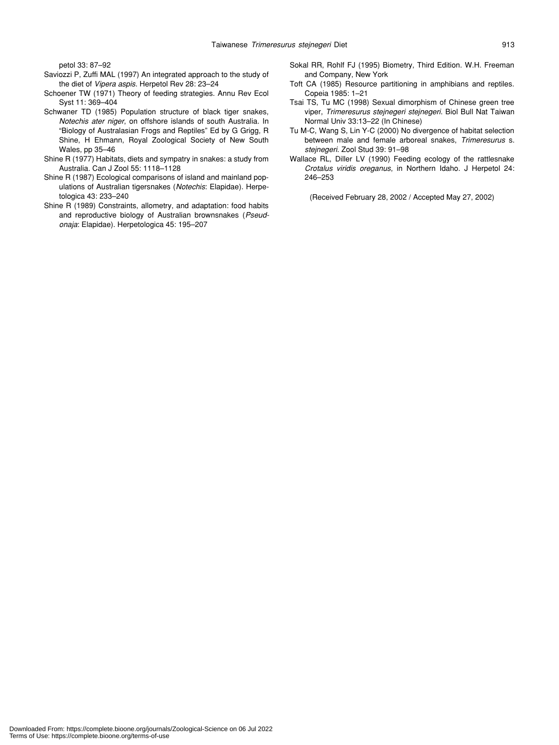petol 33: 87–92

Saviozzi P, Zuffi MAL (1997) An integrated approach to the study of the diet of *Vipera aspis*. Herpetol Rev 28: 23–24

Schoener TW (1971) Theory of feeding strategies. Annu Rev Ecol Syst 11: 369–404

Schwaner TD (1985) Population structure of black tiger snakes, *Notechis ater niger*, on offshore islands of south Australia. In "Biology of Australasian Frogs and Reptiles" Ed by G Grigg, R Shine, H Ehmann, Royal Zoological Society of New South Wales, pp 35–46

Shine R (1977) Habitats, diets and sympatry in snakes: a study from Australia. Can J Zool 55: 1118–1128

Shine R (1987) Ecological comparisons of island and mainland populations of Australian tigersnakes (*Notechis*: Elapidae). Herpetologica 43: 233–240

Shine R (1989) Constraints, allometry, and adaptation: food habits and reproductive biology of Australian brownsnakes (*Pseudonaja*: Elapidae). Herpetologica 45: 195–207

Sokal RR, Rohlf FJ (1995) Biometry, Third Edition. W.H. Freeman and Company, New York

Toft CA (1985) Resource partitioning in amphibians and reptiles. Copeia 1985: 1–21

Tsai TS, Tu MC (1998) Sexual dimorphism of Chinese green tree viper, *Trimeresurus stejnegeri stejnegeri*. Biol Bull Nat Taiwan Normal Univ 33:13–22 (In Chinese)

Tu M-C, Wang S, Lin Y-C (2000) No divergence of habitat selection between male and female arboreal snakes, *Trimeresurus* s. *stejnegeri*. Zool Stud 39: 91–98

Wallace RL, Diller LV (1990) Feeding ecology of the rattlesnake *Crotalus viridis oreganus*, in Northern Idaho. J Herpetol 24: 246–253

(Received February 28, 2002 / Accepted May 27, 2002)